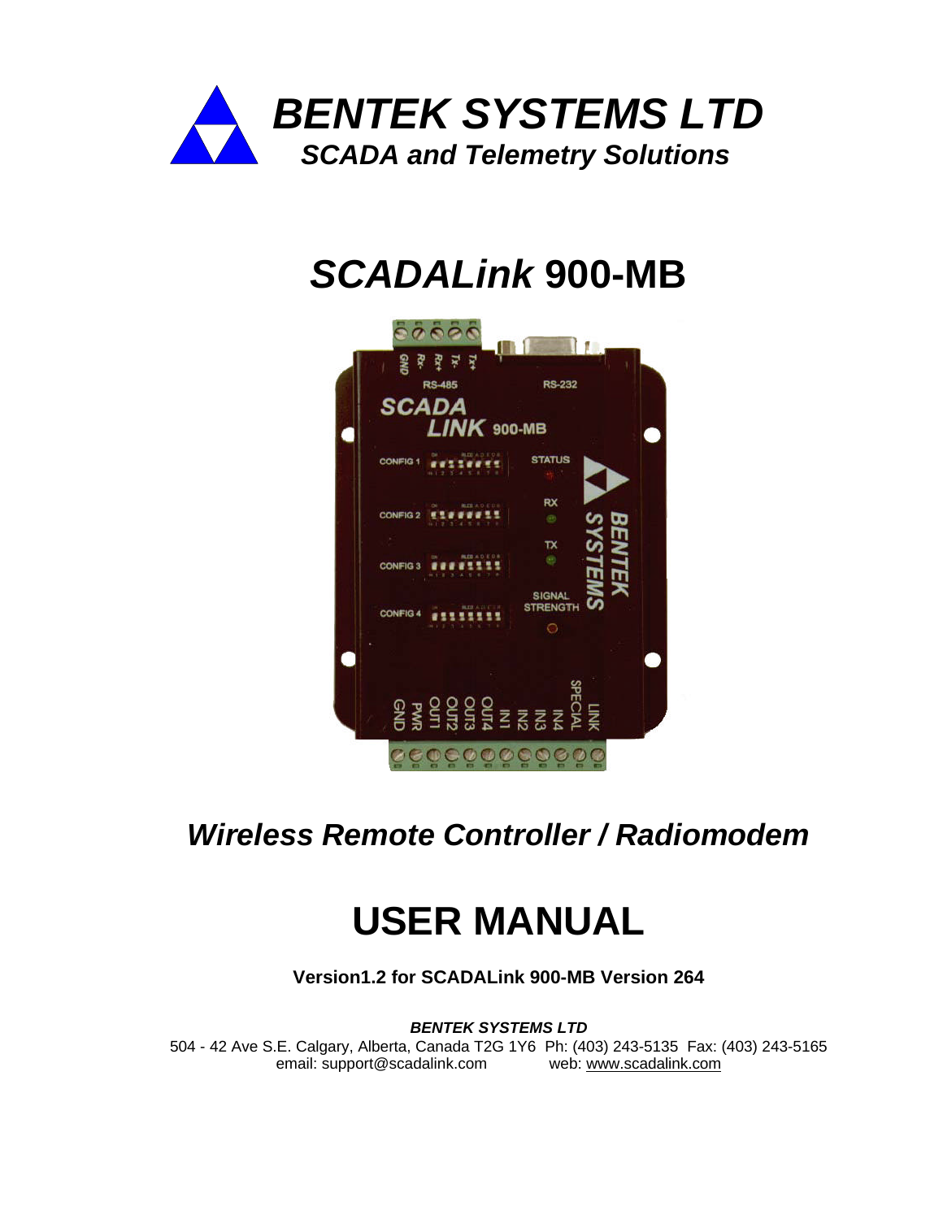# *BENTEK SYSTEMS LTD*

***SCADA and Telemetry Solutions***

# *SCADALink* 900-MB

## *Wireless Remote Controller / Radiomodem*

# USER MANUAL

**Version1.2 for SCADALink 900-MB Version 264**

***BENTEK SYSTEMS LTD***

504 - 42 Ave S.E. Calgary, Alberta, Canada T2G 1Y6 Ph: (403) 243-5135 Fax: (403) 243-5165

email: support@scadalink.com web: www.scadalink.com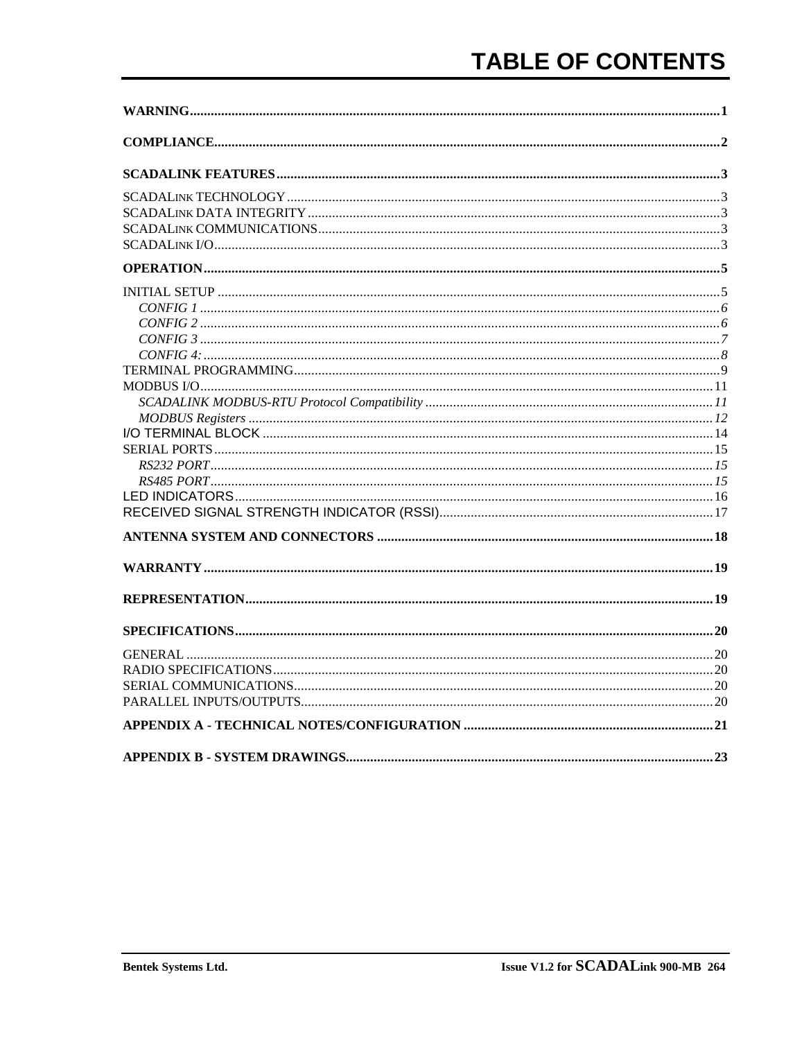# TABLE OF CONTENTS

**WARNING**......1

**COMPLIANCE**......2

**SCADALINK FEATURES**......3

SCADALINK TECHNOLOGY......3
SCADALINK DATA INTEGRITY......3
SCADALINK COMMUNICATIONS......3
SCADALINK I/O......3

**OPERATION**......5

INITIAL SETUP......5
*CONFIG 1*......6
*CONFIG 2*......6
*CONFIG 3*......7
*CONFIG 4:*......8
TERMINAL PROGRAMMING......9
MODBUS I/O......11
*SCADALINK MODBUS-RTU Protocol Compatibility*......11
*MODBUS Registers*......12
I/O TERMINAL BLOCK......14
SERIAL PORTS......15
*RS232 PORT*......15
*RS485 PORT*......15
LED INDICATORS......16
RECEIVED SIGNAL STRENGTH INDICATOR (RSSI)......17

**ANTENNA SYSTEM AND CONNECTORS**......18

**WARRANTY**......19

**REPRESENTATION**......19

**SPECIFICATIONS**......20

GENERAL......20
RADIO SPECIFICATIONS......20
SERIAL COMMUNICATIONS......20
PARALLEL INPUTS/OUTPUTS......20

**APPENDIX A - TECHNICAL NOTES/CONFIGURATION**......21

**APPENDIX B - SYSTEM DRAWINGS**......23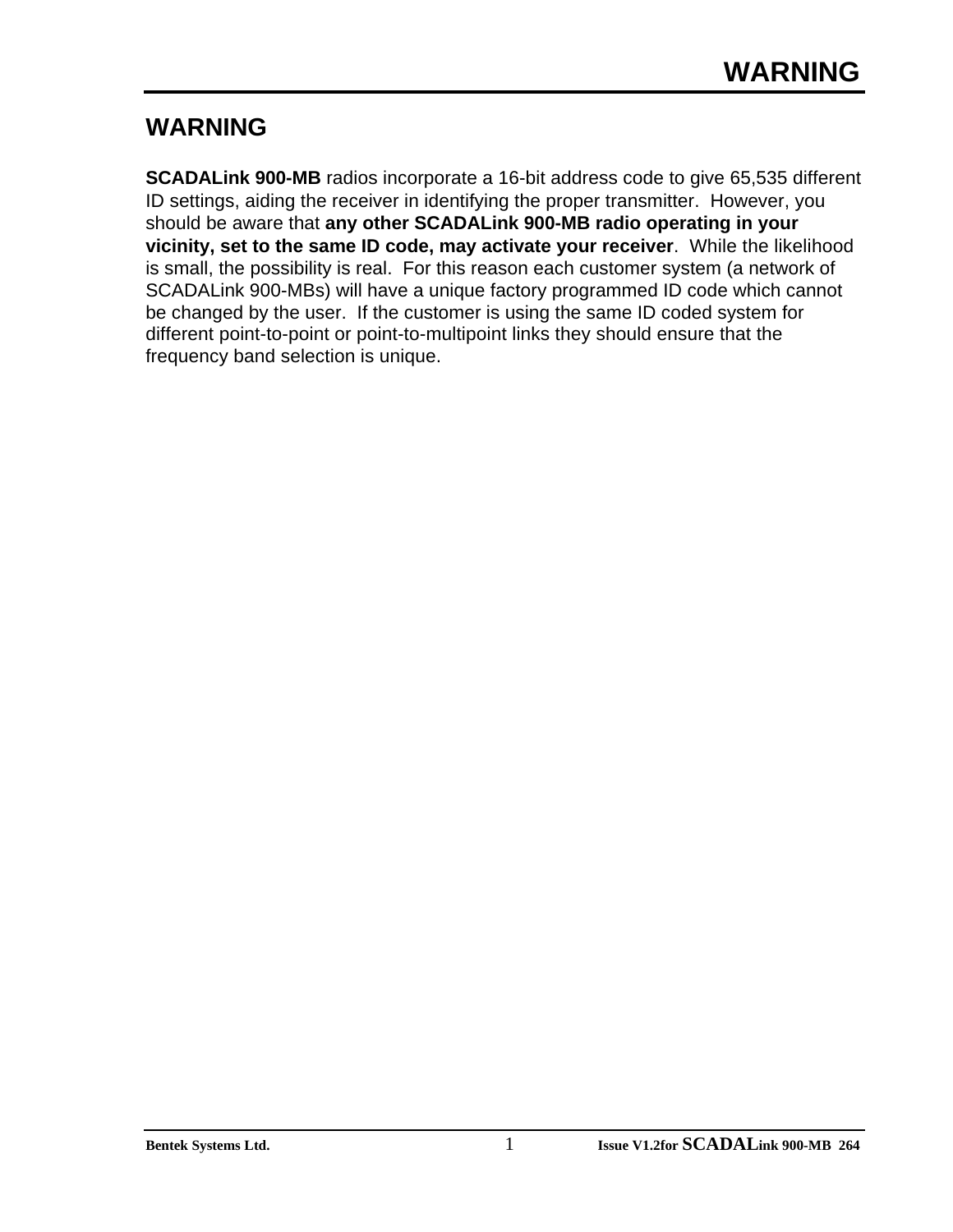# WARNING

**SCADALink 900-MB** radios incorporate a 16-bit address code to give 65,535 different ID settings, aiding the receiver in identifying the proper transmitter. However, you should be aware that **any other SCADALink 900-MB radio operating in your vicinity, set to the same ID code, may activate your receiver**. While the likelihood is small, the possibility is real. For this reason each customer system (a network of SCADALink 900-MBs) will have a unique factory programmed ID code which cannot be changed by the user. If the customer is using the same ID coded system for different point-to-point or point-to-multipoint links they should ensure that the frequency band selection is unique.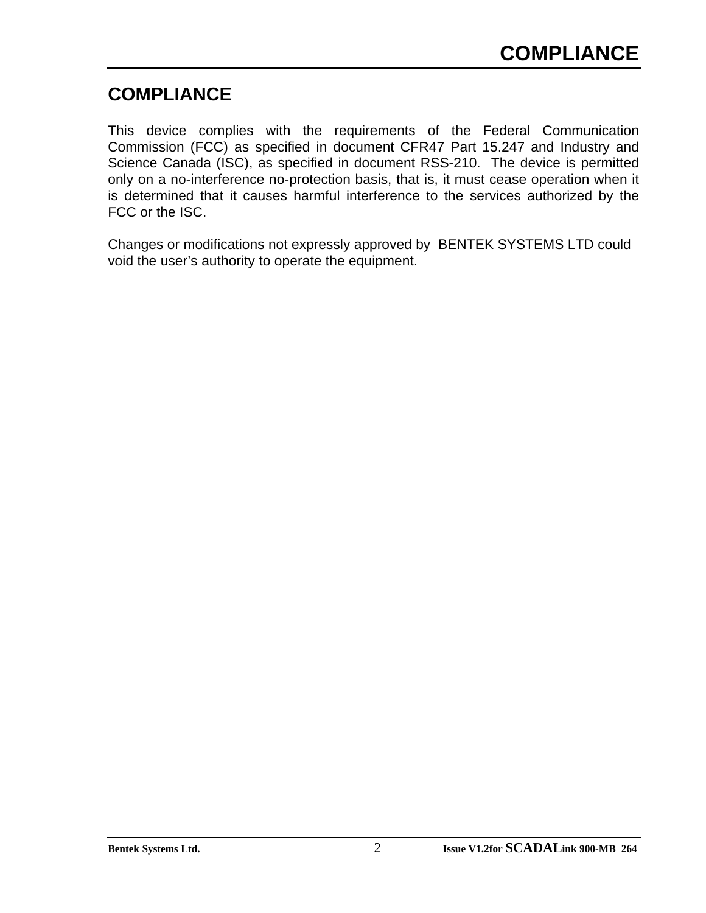# COMPLIANCE

This device complies with the requirements of the Federal Communication Commission (FCC) as specified in document CFR47 Part 15.247 and Industry and Science Canada (ISC), as specified in document RSS-210. The device is permitted only on a no-interference no-protection basis, that is, it must cease operation when it is determined that it causes harmful interference to the services authorized by the FCC or the ISC.

Changes or modifications not expressly approved by BENTEK SYSTEMS LTD could void the user's authority to operate the equipment.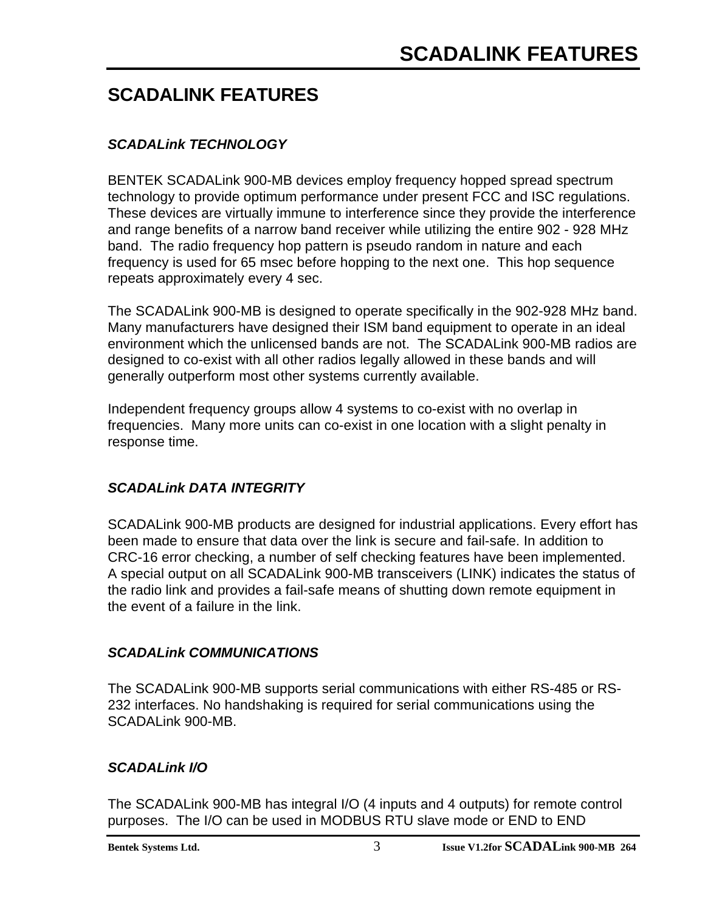# SCADALINK FEATURES

### *SCADALink TECHNOLOGY*

BENTEK SCADALink 900-MB devices employ frequency hopped spread spectrum technology to provide optimum performance under present FCC and ISC regulations. These devices are virtually immune to interference since they provide the interference and range benefits of a narrow band receiver while utilizing the entire 902 - 928 MHz band. The radio frequency hop pattern is pseudo random in nature and each frequency is used for 65 msec before hopping to the next one. This hop sequence repeats approximately every 4 sec.

The SCADALink 900-MB is designed to operate specifically in the 902-928 MHz band. Many manufacturers have designed their ISM band equipment to operate in an ideal environment which the unlicensed bands are not. The SCADALink 900-MB radios are designed to co-exist with all other radios legally allowed in these bands and will generally outperform most other systems currently available.

Independent frequency groups allow 4 systems to co-exist with no overlap in frequencies. Many more units can co-exist in one location with a slight penalty in response time.

### *SCADALink DATA INTEGRITY*

SCADALink 900-MB products are designed for industrial applications. Every effort has been made to ensure that data over the link is secure and fail-safe. In addition to CRC-16 error checking, a number of self checking features have been implemented. A special output on all SCADALink 900-MB transceivers (LINK) indicates the status of the radio link and provides a fail-safe means of shutting down remote equipment in the event of a failure in the link.

### *SCADALink COMMUNICATIONS*

The SCADALink 900-MB supports serial communications with either RS-485 or RS-232 interfaces. No handshaking is required for serial communications using the SCADALink 900-MB.

### *SCADALink I/O*

The SCADALink 900-MB has integral I/O (4 inputs and 4 outputs) for remote control purposes. The I/O can be used in MODBUS RTU slave mode or END to END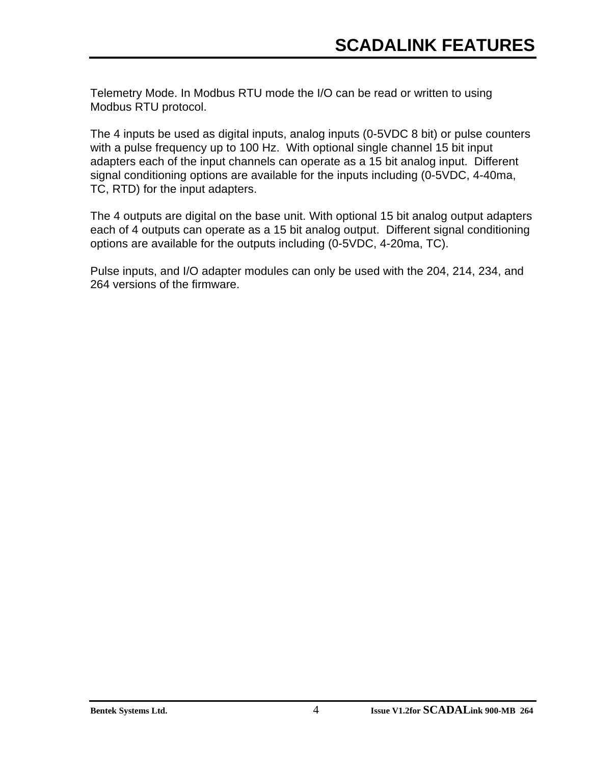Telemetry Mode. In Modbus RTU mode the I/O can be read or written to using Modbus RTU protocol.

The 4 inputs be used as digital inputs, analog inputs (0-5VDC 8 bit) or pulse counters with a pulse frequency up to 100 Hz. With optional single channel 15 bit input adapters each of the input channels can operate as a 15 bit analog input. Different signal conditioning options are available for the inputs including (0-5VDC, 4-40ma, TC, RTD) for the input adapters.

The 4 outputs are digital on the base unit. With optional 15 bit analog output adapters each of 4 outputs can operate as a 15 bit analog output. Different signal conditioning options are available for the outputs including (0-5VDC, 4-20ma, TC).

Pulse inputs, and I/O adapter modules can only be used with the 204, 214, 234, and 264 versions of the firmware.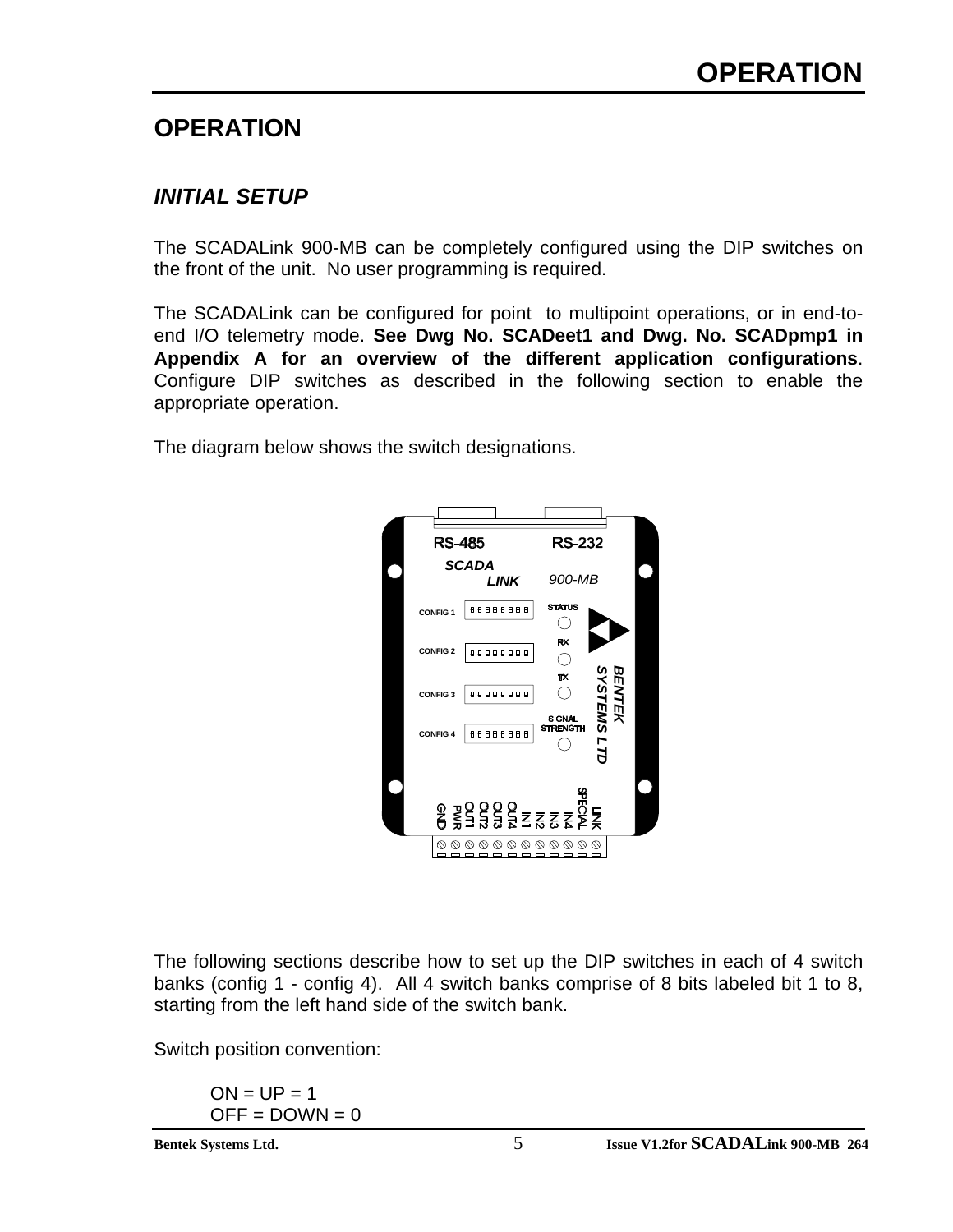# OPERATION

## INITIAL SETUP

The SCADALink 900-MB can be completely configured using the DIP switches on the front of the unit. No user programming is required.

The SCADALink can be configured for point to multipoint operations, or in end-to-end I/O telemetry mode. **See Dwg No. SCADeet1 and Dwg. No. SCADpmp1 in Appendix A for an overview of the different application configurations**. Configure DIP switches as described in the following section to enable the appropriate operation.

The diagram below shows the switch designations.

The following sections describe how to set up the DIP switches in each of 4 switch banks (config 1 - config 4). All 4 switch banks comprise of 8 bits labeled bit 1 to 8, starting from the left hand side of the switch bank.

Switch position convention:

ON = UP = 1
OFF = DOWN = 0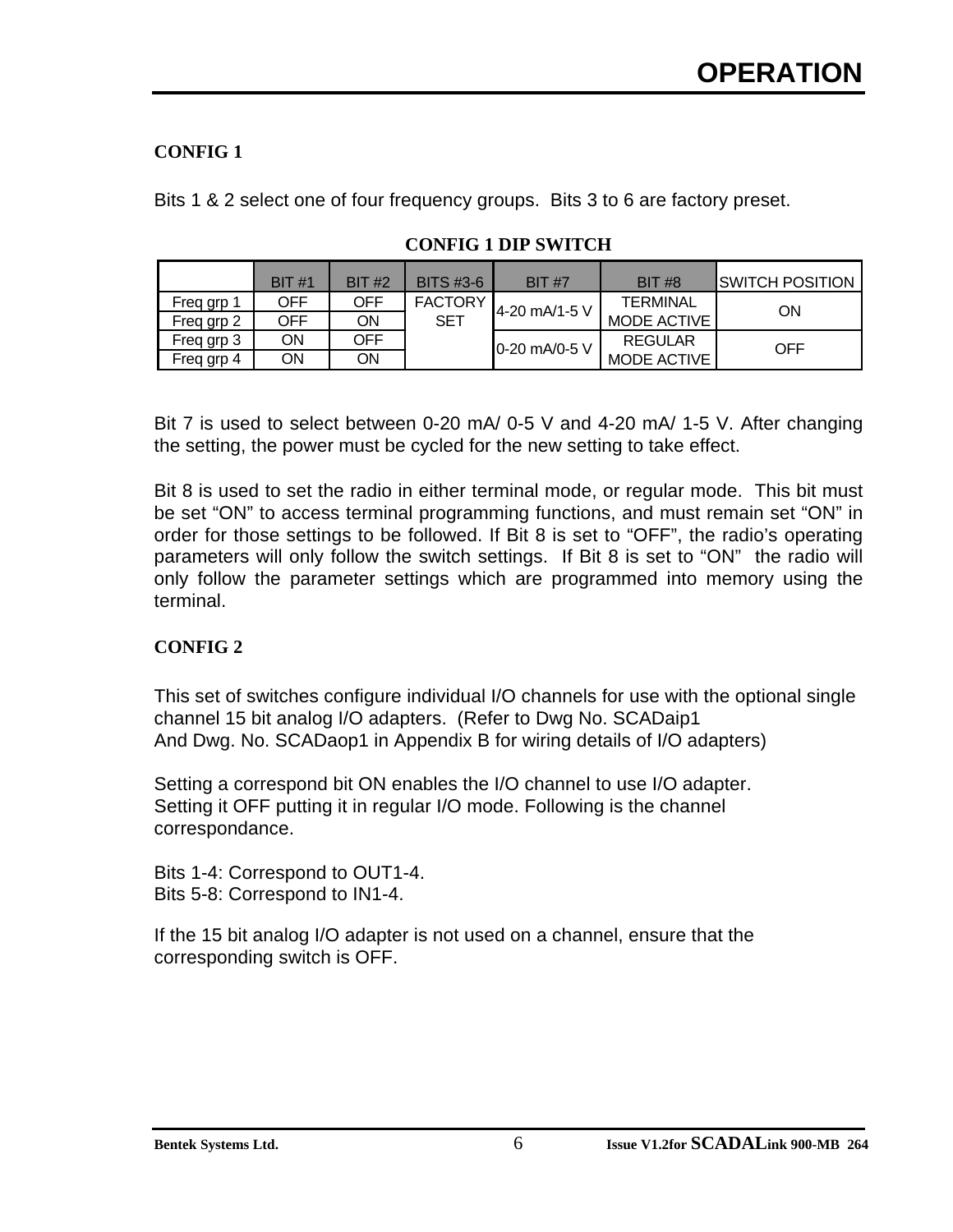## CONFIG 1

Bits 1 & 2 select one of four frequency groups. Bits 3 to 6 are factory preset.

**CONFIG 1 DIP SWITCH**

| | BIT #1 | BIT #2 | BITS #3-6 | BIT #7 | BIT #8 | SWITCH POSITION |
|---|---|---|---|---|---|---|
| Freq grp 1 | OFF | OFF | FACTORY SET | 4-20 mA/1-5 V | TERMINAL MODE ACTIVE | ON |
| Freq grp 2 | OFF | ON | | | | |
| Freq grp 3 | ON | OFF | | 0-20 mA/0-5 V | REGULAR MODE ACTIVE | OFF |
| Freq grp 4 | ON | ON | | | | |

Bit 7 is used to select between 0-20 mA/ 0-5 V and 4-20 mA/ 1-5 V. After changing the setting, the power must be cycled for the new setting to take effect.

Bit 8 is used to set the radio in either terminal mode, or regular mode. This bit must be set “ON” to access terminal programming functions, and must remain set “ON” in order for those settings to be followed. If Bit 8 is set to “OFF”, the radio’s operating parameters will only follow the switch settings. If Bit 8 is set to “ON” the radio will only follow the parameter settings which are programmed into memory using the terminal.

## CONFIG 2

This set of switches configure individual I/O channels for use with the optional single channel 15 bit analog I/O adapters. (Refer to Dwg No. SCADaip1 And Dwg. No. SCADaop1 in Appendix B for wiring details of I/O adapters)

Setting a correspond bit ON enables the I/O channel to use I/O adapter. Setting it OFF putting it in regular I/O mode. Following is the channel correspondance.

Bits 1-4: Correspond to OUT1-4.
Bits 5-8: Correspond to IN1-4.

If the 15 bit analog I/O adapter is not used on a channel, ensure that the corresponding switch is OFF.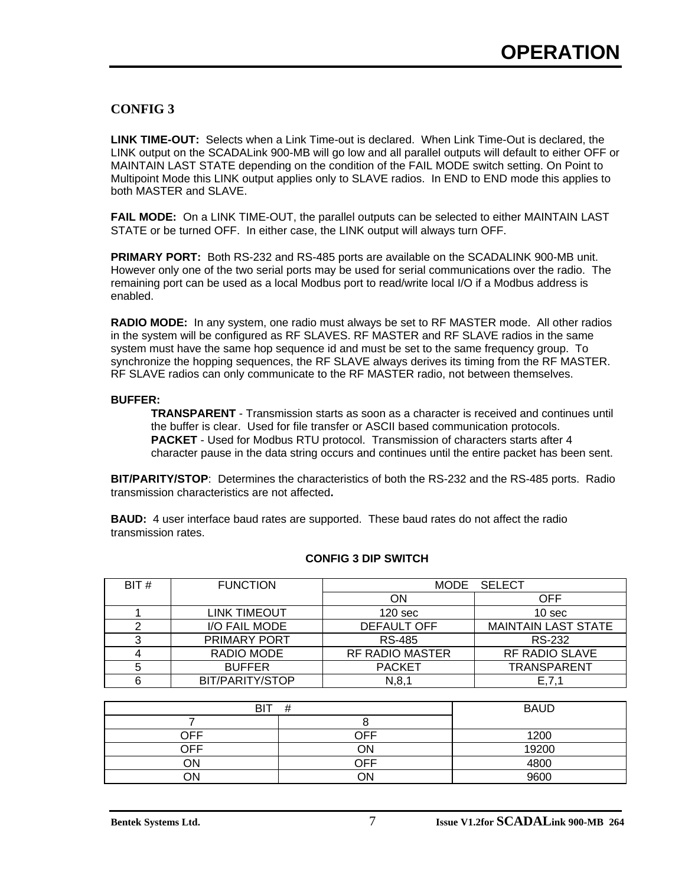## CONFIG 3

**LINK TIME-OUT:** Selects when a Link Time-out is declared. When Link Time-Out is declared, the LINK output on the SCADALink 900-MB will go low and all parallel outputs will default to either OFF or MAINTAIN LAST STATE depending on the condition of the FAIL MODE switch setting. On Point to Multipoint Mode this LINK output applies only to SLAVE radios. In END to END mode this applies to both MASTER and SLAVE.

**FAIL MODE:** On a LINK TIME-OUT, the parallel outputs can be selected to either MAINTAIN LAST STATE or be turned OFF. In either case, the LINK output will always turn OFF.

**PRIMARY PORT:** Both RS-232 and RS-485 ports are available on the SCADALINK 900-MB unit. However only one of the two serial ports may be used for serial communications over the radio. The remaining port can be used as a local Modbus port to read/write local I/O if a Modbus address is enabled.

**RADIO MODE:** In any system, one radio must always be set to RF MASTER mode. All other radios in the system will be configured as RF SLAVES. RF MASTER and RF SLAVE radios in the same system must have the same hop sequence id and must be set to the same frequency group. To synchronize the hopping sequences, the RF SLAVE always derives its timing from the RF MASTER. RF SLAVE radios can only communicate to the RF MASTER radio, not between themselves.

**BUFFER:**

**TRANSPARENT** - Transmission starts as soon as a character is received and continues until the buffer is clear. Used for file transfer or ASCII based communication protocols.
**PACKET** - Used for Modbus RTU protocol. Transmission of characters starts after 4 character pause in the data string occurs and continues until the entire packet has been sent.

**BIT/PARITY/STOP**: Determines the characteristics of both the RS-232 and the RS-485 ports. Radio transmission characteristics are not affected**.**

**BAUD:** 4 user interface baud rates are supported. These baud rates do not affect the radio transmission rates.

**CONFIG 3 DIP SWITCH**

| BIT # | FUNCTION | MODE SELECT | |
|---|---|---|---|
| | | ON | OFF |
| 1 | LINK TIMEOUT | 120 sec | 10 sec |
| 2 | I/O FAIL MODE | DEFAULT OFF | MAINTAIN LAST STATE |
| 3 | PRIMARY PORT | RS-485 | RS-232 |
| 4 | RADIO MODE | RF RADIO MASTER | RF RADIO SLAVE |
| 5 | BUFFER | PACKET | TRANSPARENT |
| 6 | BIT/PARITY/STOP | N,8,1 | E,7,1 |

| BIT # | | BAUD |
|---|---|---|
| 7 | 8 | |
| OFF | OFF | 1200 |
| OFF | ON | 19200 |
| ON | OFF | 4800 |
| ON | ON | 9600 |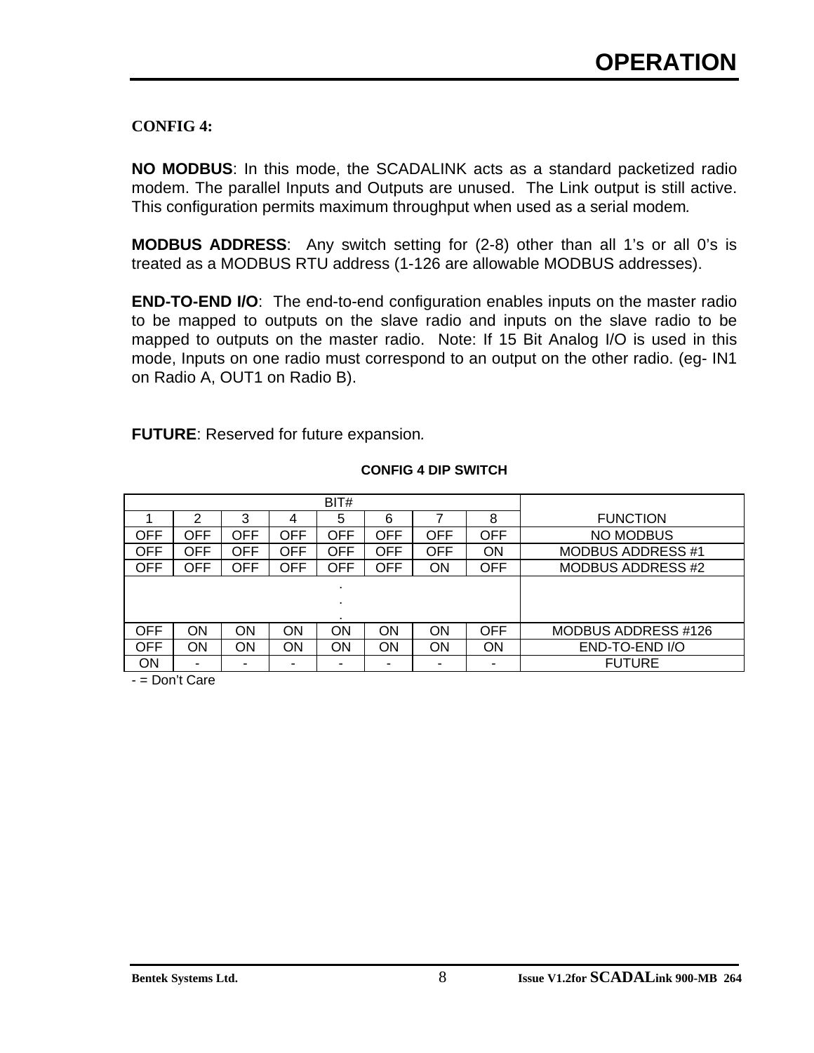## CONFIG 4:

**NO MODBUS**: In this mode, the SCADALINK acts as a standard packetized radio modem. The parallel Inputs and Outputs are unused. The Link output is still active. This configuration permits maximum throughput when used as a serial modem.

**MODBUS ADDRESS**: Any switch setting for (2-8) other than all 1's or all 0's is treated as a MODBUS RTU address (1-126 are allowable MODBUS addresses).

**END-TO-END I/O**: The end-to-end configuration enables inputs on the master radio to be mapped to outputs on the slave radio and inputs on the slave radio to be mapped to outputs on the master radio. Note: If 15 Bit Analog I/O is used in this mode, Inputs on one radio must correspond to an output on the other radio. (eg- IN1 on Radio A, OUT1 on Radio B).

**FUTURE**: Reserved for future expansion.

**CONFIG 4 DIP SWITCH**

| BIT# | | | | | | | | FUNCTION |
|---|---|---|---|---|---|---|---|---|
| 1 | 2 | 3 | 4 | 5 | 6 | 7 | 8 | |
| OFF | OFF | OFF | OFF | OFF | OFF | OFF | OFF | NO MODBUS |
| OFF | OFF | OFF | OFF | OFF | OFF | OFF | ON | MODBUS ADDRESS #1 |
| OFF | OFF | OFF | OFF | OFF | OFF | ON | OFF | MODBUS ADDRESS #2 |
| . . . | | | | | | | | |
| OFF | ON | ON | ON | ON | ON | ON | OFF | MODBUS ADDRESS #126 |
| OFF | ON | ON | ON | ON | ON | ON | ON | END-TO-END I/O |
| ON | - | - | - | - | - | - | - | FUTURE |

- = Don't Care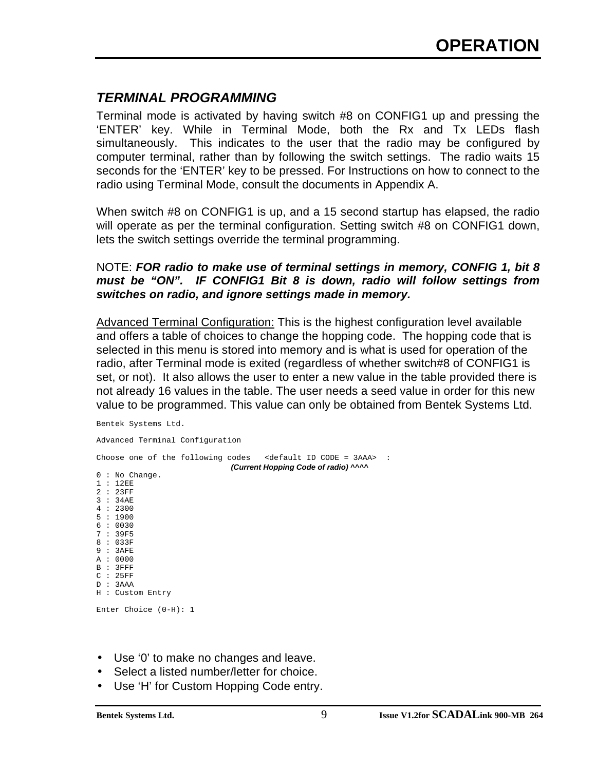## TERMINAL PROGRAMMING

Terminal mode is activated by having switch #8 on CONFIG1 up and pressing the 'ENTER' key. While in Terminal Mode, both the Rx and Tx LEDs flash simultaneously. This indicates to the user that the radio may be configured by computer terminal, rather than by following the switch settings. The radio waits 15 seconds for the 'ENTER' key to be pressed. For Instructions on how to connect to the radio using Terminal Mode, consult the documents in Appendix A.

When switch #8 on CONFIG1 is up, and a 15 second startup has elapsed, the radio will operate as per the terminal configuration. Setting switch #8 on CONFIG1 down, lets the switch settings override the terminal programming.

NOTE: ***FOR radio to make use of terminal settings in memory, CONFIG 1, bit 8 must be "ON". IF CONFIG1 Bit 8 is down, radio will follow settings from switches on radio, and ignore settings made in memory.***

Advanced Terminal Configuration: This is the highest configuration level available and offers a table of choices to change the hopping code. The hopping code that is selected in this menu is stored into memory and is what is used for operation of the radio, after Terminal mode is exited (regardless of whether switch#8 of CONFIG1 is set, or not). It also allows the user to enter a new value in the table provided there is not already 16 values in the table. The user needs a seed value in order for this new value to be programmed. This value can only be obtained from Bentek Systems Ltd.

```
Bentek Systems Ltd.

Advanced Terminal Configuration

Choose one of the following codes   <default ID CODE = 3AAA>  :
                                 (Current Hopping Code of radio) ^^^^
0 : No Change.
1 : 12EE
2 : 23FF
3 : 34AE
4 : 2300
5 : 1900
6 : 0030
7 : 39F5
8 : 033F
9 : 3AFE
A : 0000
B : 3FFF
C : 25FF
D : 3AAA
H : Custom Entry

Enter Choice (0-H): 1
```

- Use '0' to make no changes and leave.
- Select a listed number/letter for choice.
- Use 'H' for Custom Hopping Code entry.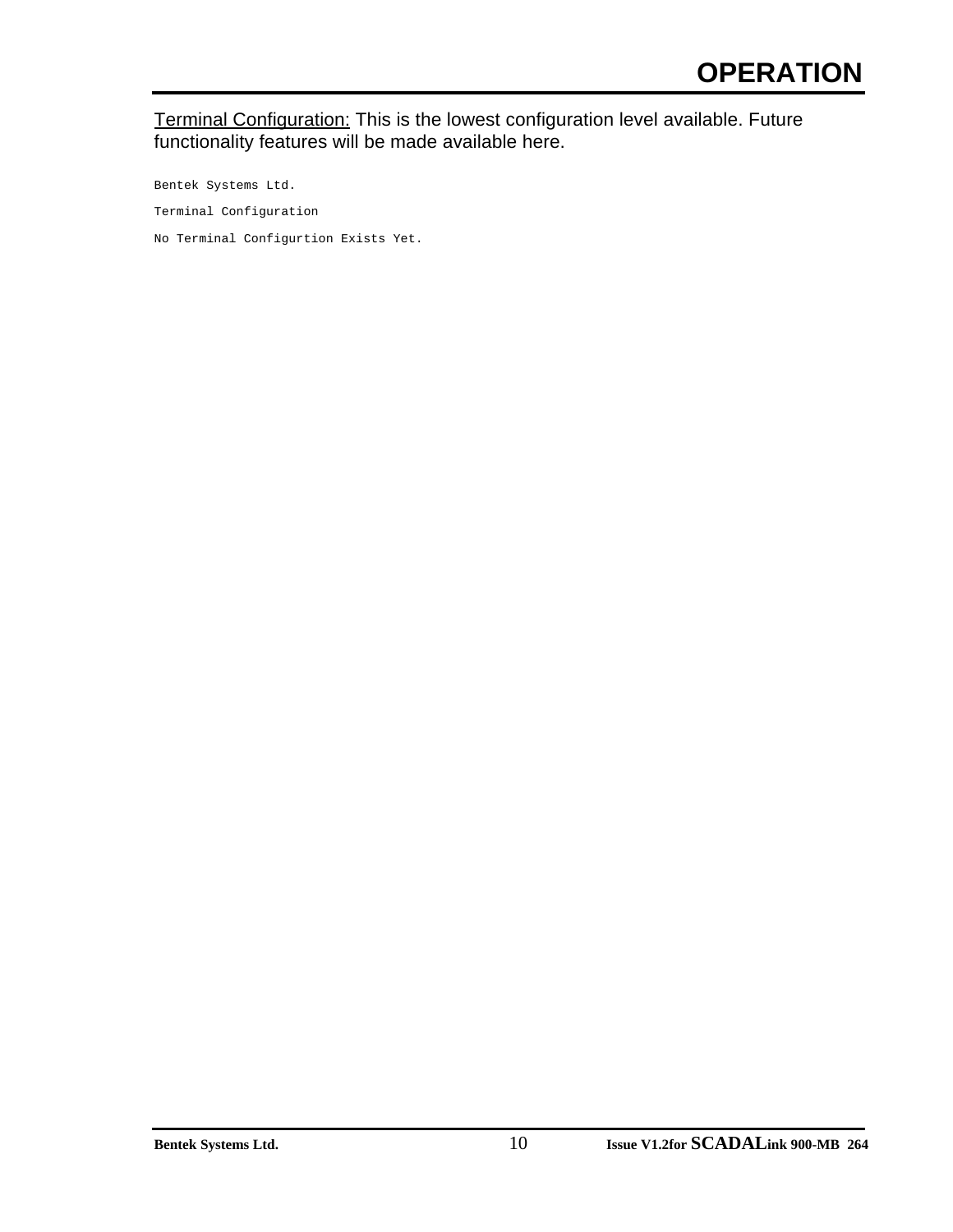Terminal Configuration: This is the lowest configuration level available. Future functionality features will be made available here.

```
Bentek Systems Ltd.

Terminal Configuration

No Terminal Configurtion Exists Yet.
```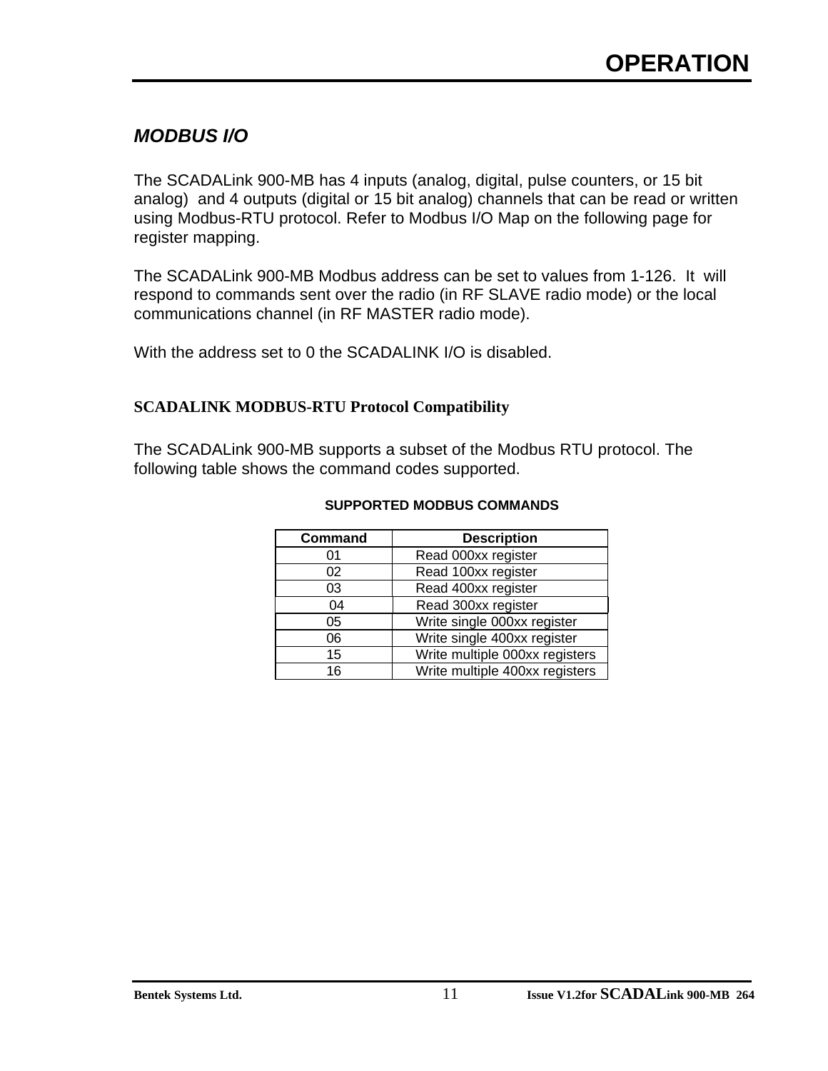# OPERATION

## *MODBUS I/O*

The SCADALink 900-MB has 4 inputs (analog, digital, pulse counters, or 15 bit analog) and 4 outputs (digital or 15 bit analog) channels that can be read or written using Modbus-RTU protocol. Refer to Modbus I/O Map on the following page for register mapping.

The SCADALink 900-MB Modbus address can be set to values from 1-126. It will respond to commands sent over the radio (in RF SLAVE radio mode) or the local communications channel (in RF MASTER radio mode).

With the address set to 0 the SCADALINK I/O is disabled.

### SCADALINK MODBUS-RTU Protocol Compatibility

The SCADALink 900-MB supports a subset of the Modbus RTU protocol. The following table shows the command codes supported.

**SUPPORTED MODBUS COMMANDS**

| Command | Description |
|---|---|
| 01 | Read 000xx register |
| 02 | Read 100xx register |
| 03 | Read 400xx register |
| 04 | Read 300xx register |
| 05 | Write single 000xx register |
| 06 | Write single 400xx register |
| 15 | Write multiple 000xx registers |
| 16 | Write multiple 400xx registers |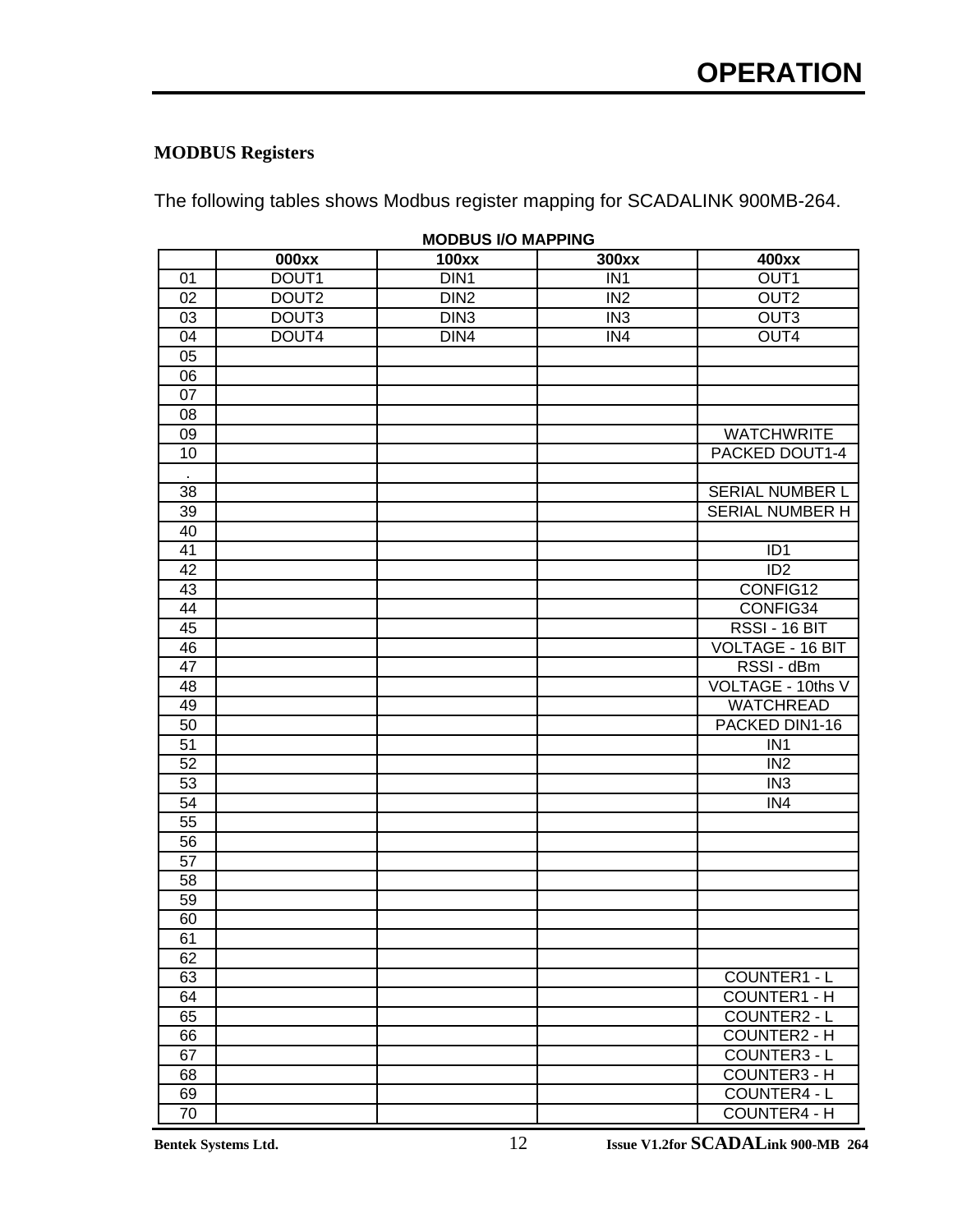## MODBUS Registers

The following tables shows Modbus register mapping for SCADALINK 900MB-264.

**MODBUS I/O MAPPING**

| | 000xx | 100xx | 300xx | 400xx |
|---|---|---|---|---|
| 01 | DOUT1 | DIN1 | IN1 | OUT1 |
| 02 | DOUT2 | DIN2 | IN2 | OUT2 |
| 03 | DOUT3 | DIN3 | IN3 | OUT3 |
| 04 | DOUT4 | DIN4 | IN4 | OUT4 |
| 05 | | | | |
| 06 | | | | |
| 07 | | | | |
| 08 | | | | |
| 09 | | | | WATCHWRITE |
| 10 | | | | PACKED DOUT1-4 |
| . | | | | |
| 38 | | | | SERIAL NUMBER L |
| 39 | | | | SERIAL NUMBER H |
| 40 | | | | |
| 41 | | | | ID1 |
| 42 | | | | ID2 |
| 43 | | | | CONFIG12 |
| 44 | | | | CONFIG34 |
| 45 | | | | RSSI - 16 BIT |
| 46 | | | | VOLTAGE - 16 BIT |
| 47 | | | | RSSI - dBm |
| 48 | | | | VOLTAGE - 10ths V |
| 49 | | | | WATCHREAD |
| 50 | | | | PACKED DIN1-16 |
| 51 | | | | IN1 |
| 52 | | | | IN2 |
| 53 | | | | IN3 |
| 54 | | | | IN4 |
| 55 | | | | |
| 56 | | | | |
| 57 | | | | |
| 58 | | | | |
| 59 | | | | |
| 60 | | | | |
| 61 | | | | |
| 62 | | | | |
| 63 | | | | COUNTER1 - L |
| 64 | | | | COUNTER1 - H |
| 65 | | | | COUNTER2 - L |
| 66 | | | | COUNTER2 - H |
| 67 | | | | COUNTER3 - L |
| 68 | | | | COUNTER3 - H |
| 69 | | | | COUNTER4 - L |
| 70 | | | | COUNTER4 - H |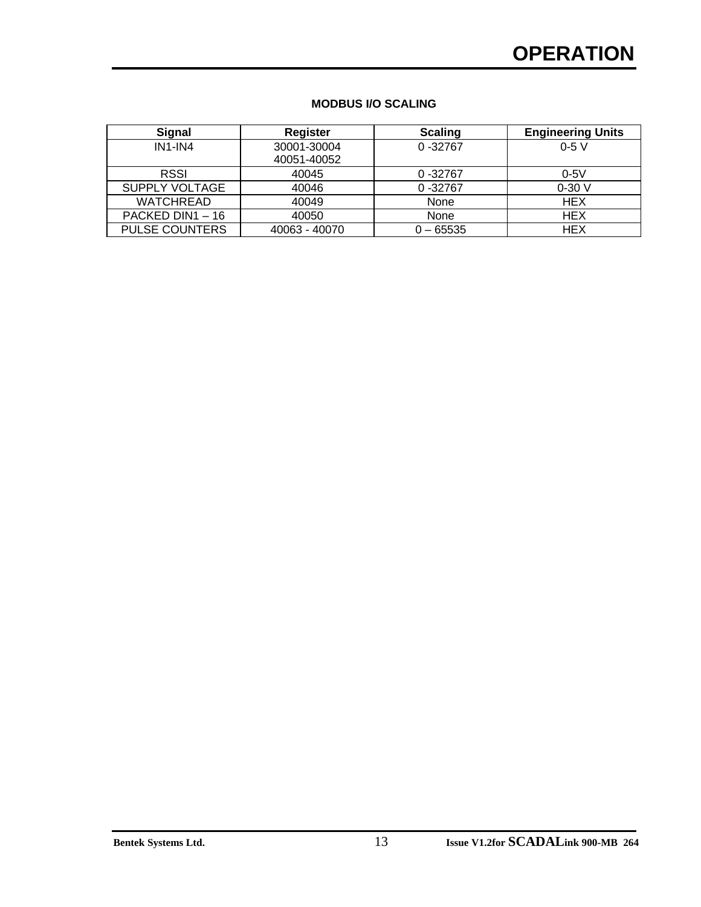**MODBUS I/O SCALING**

| Signal | Register | Scaling | Engineering Units |
|---|---|---|---|
| IN1-IN4 | 30001-30004<br>40051-40052 | 0 -32767 | 0-5 V |
| RSSI | 40045 | 0 -32767 | 0-5V |
| SUPPLY VOLTAGE | 40046 | 0 -32767 | 0-30 V |
| WATCHREAD | 40049 | None | HEX |
| PACKED DIN1 – 16 | 40050 | None | HEX |
| PULSE COUNTERS | 40063 - 40070 | 0 – 65535 | HEX |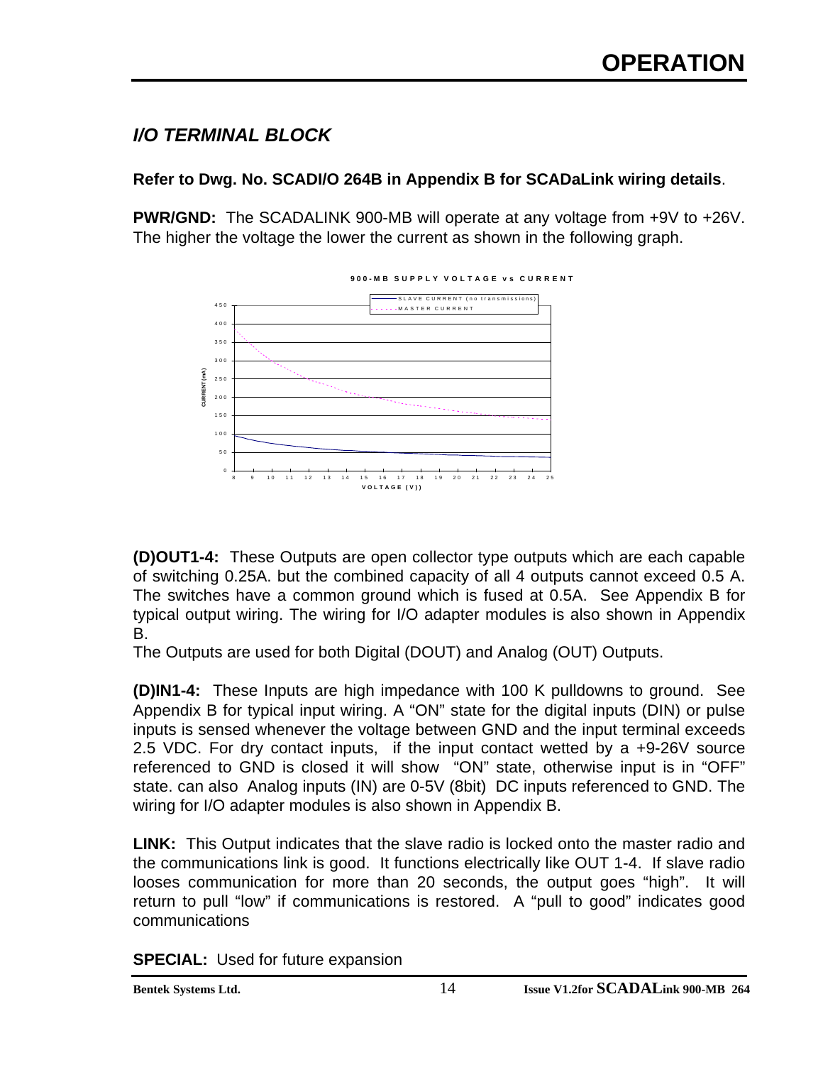## I/O TERMINAL BLOCK

**Refer to Dwg. No. SCADI/O 264B in Appendix B for SCADaLink wiring details**.

**PWR/GND:** The SCADALINK 900-MB will operate at any voltage from +9V to +26V. The higher the voltage the lower the current as shown in the following graph.

**(D)OUT1-4:** These Outputs are open collector type outputs which are each capable of switching 0.25A. but the combined capacity of all 4 outputs cannot exceed 0.5 A. The switches have a common ground which is fused at 0.5A. See Appendix B for typical output wiring. The wiring for I/O adapter modules is also shown in Appendix B.

The Outputs are used for both Digital (DOUT) and Analog (OUT) Outputs.

**(D)IN1-4:** These Inputs are high impedance with 100 K pulldowns to ground. See Appendix B for typical input wiring. A "ON" state for the digital inputs (DIN) or pulse inputs is sensed whenever the voltage between GND and the input terminal exceeds 2.5 VDC. For dry contact inputs, if the input contact wetted by a +9-26V source referenced to GND is closed it will show "ON" state, otherwise input is in "OFF" state. can also Analog inputs (IN) are 0-5V (8bit) DC inputs referenced to GND. The wiring for I/O adapter modules is also shown in Appendix B.

**LINK:** This Output indicates that the slave radio is locked onto the master radio and the communications link is good. It functions electrically like OUT 1-4. If slave radio looses communication for more than 20 seconds, the output goes "high". It will return to pull "low" if communications is restored. A "pull to good" indicates good communications

**SPECIAL:** Used for future expansion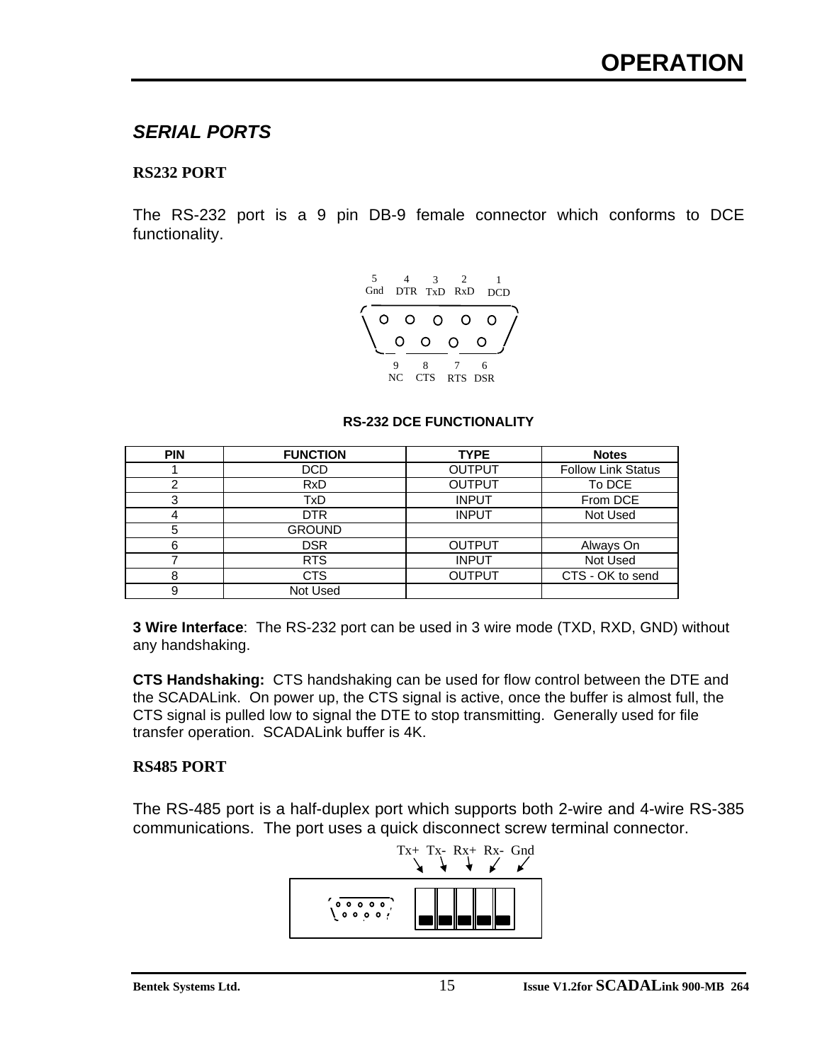## SERIAL PORTS

### RS232 PORT

The RS-232 port is a 9 pin DB-9 female connector which conforms to DCE functionality.

5 Gnd | 4 DTR | 3 TxD | 2 RxD | 1 DCD

9 NC | 8 CTS | 7 RTS | 6 DSR

**RS-232 DCE FUNCTIONALITY**

| PIN | FUNCTION | TYPE | Notes |
|---|---|---|---|
| 1 | DCD | OUTPUT | Follow Link Status |
| 2 | RxD | OUTPUT | To DCE |
| 3 | TxD | INPUT | From DCE |
| 4 | DTR | INPUT | Not Used |
| 5 | GROUND | | |
| 6 | DSR | OUTPUT | Always On |
| 7 | RTS | INPUT | Not Used |
| 8 | CTS | OUTPUT | CTS - OK to send |
| 9 | Not Used | | |

**3 Wire Interface**: The RS-232 port can be used in 3 wire mode (TXD, RXD, GND) without any handshaking.

**CTS Handshaking:** CTS handshaking can be used for flow control between the DTE and the SCADALink. On power up, the CTS signal is active, once the buffer is almost full, the CTS signal is pulled low to signal the DTE to stop transmitting. Generally used for file transfer operation. SCADALink buffer is 4K.

### RS485 PORT

The RS-485 port is a half-duplex port which supports both 2-wire and 4-wire RS-385 communications. The port uses a quick disconnect screw terminal connector.

Tx+ Tx- Rx+ Rx- Gnd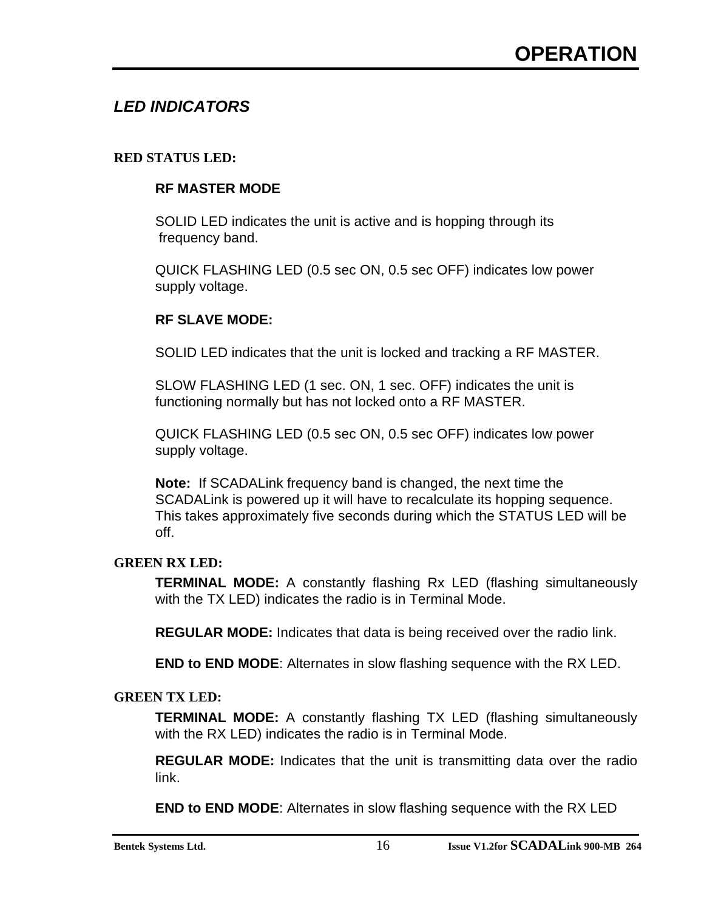## *LED INDICATORS*

### RED STATUS LED:

**RF MASTER MODE**

SOLID LED indicates the unit is active and is hopping through its frequency band.

QUICK FLASHING LED (0.5 sec ON, 0.5 sec OFF) indicates low power supply voltage.

**RF SLAVE MODE:**

SOLID LED indicates that the unit is locked and tracking a RF MASTER.

SLOW FLASHING LED (1 sec. ON, 1 sec. OFF) indicates the unit is functioning normally but has not locked onto a RF MASTER.

QUICK FLASHING LED (0.5 sec ON, 0.5 sec OFF) indicates low power supply voltage.

**Note:** If SCADALink frequency band is changed, the next time the SCADALink is powered up it will have to recalculate its hopping sequence. This takes approximately five seconds during which the STATUS LED will be off.

### GREEN RX LED:

**TERMINAL MODE:** A constantly flashing Rx LED (flashing simultaneously with the TX LED) indicates the radio is in Terminal Mode.

**REGULAR MODE:** Indicates that data is being received over the radio link.

**END to END MODE**: Alternates in slow flashing sequence with the RX LED.

### GREEN TX LED:

**TERMINAL MODE:** A constantly flashing TX LED (flashing simultaneously with the RX LED) indicates the radio is in Terminal Mode.

**REGULAR MODE:** Indicates that the unit is transmitting data over the radio link.

**END to END MODE**: Alternates in slow flashing sequence with the RX LED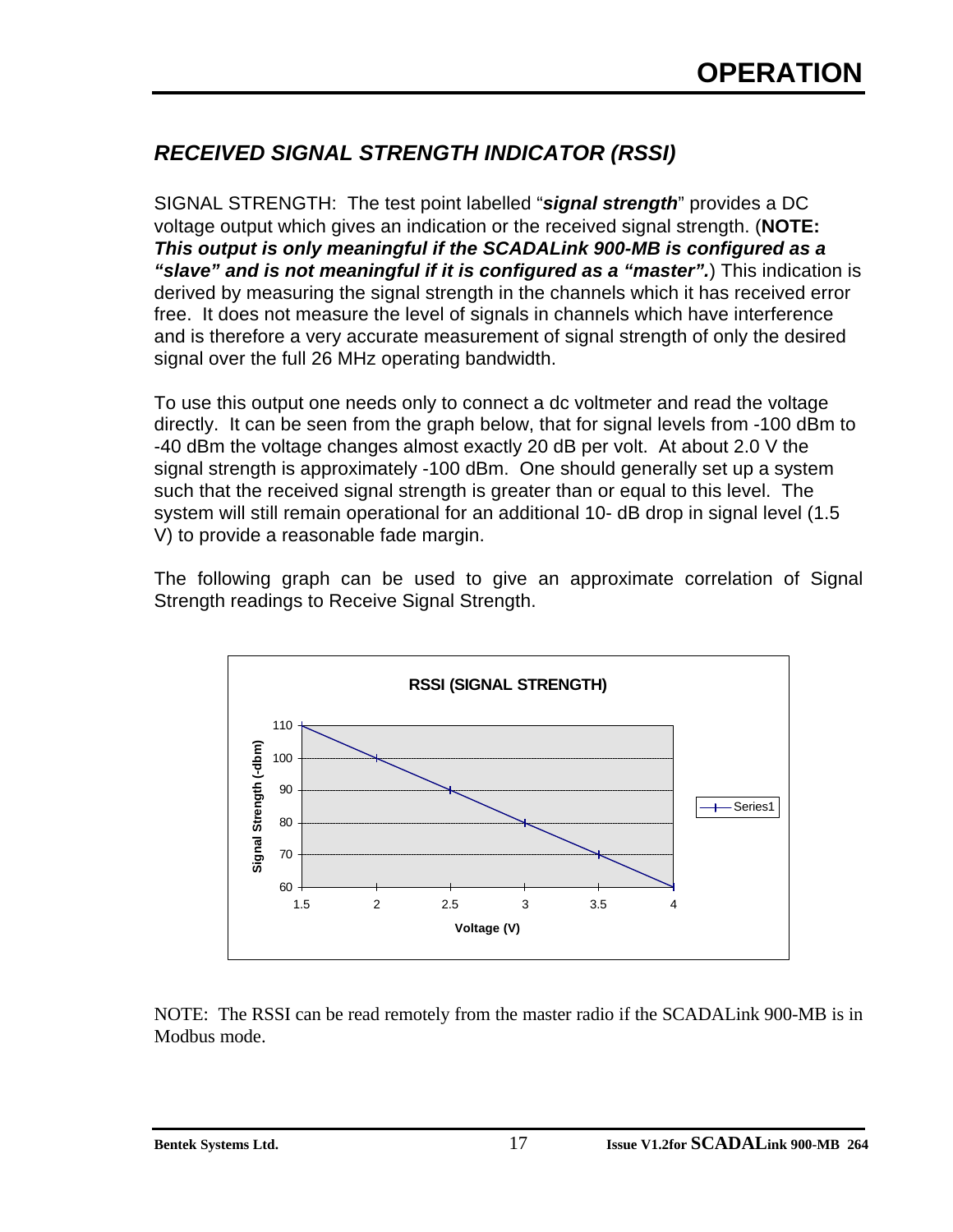## RECEIVED SIGNAL STRENGTH INDICATOR (RSSI)

SIGNAL STRENGTH: The test point labelled "***signal strength***" provides a DC voltage output which gives an indication or the received signal strength. (**NOTE: *This output is only meaningful if the SCADALink 900-MB is configured as a "slave" and is not meaningful if it is configured as a "master".***) This indication is derived by measuring the signal strength in the channels which it has received error free. It does not measure the level of signals in channels which have interference and is therefore a very accurate measurement of signal strength of only the desired signal over the full 26 MHz operating bandwidth.

To use this output one needs only to connect a dc voltmeter and read the voltage directly. It can be seen from the graph below, that for signal levels from -100 dBm to -40 dBm the voltage changes almost exactly 20 dB per volt. At about 2.0 V the signal strength is approximately -100 dBm. One should generally set up a system such that the received signal strength is greater than or equal to this level. The system will still remain operational for an additional 10- dB drop in signal level (1.5 V) to provide a reasonable fade margin.

The following graph can be used to give an approximate correlation of Signal Strength readings to Receive Signal Strength.

**RSSI (SIGNAL STRENGTH)**

| Voltage (V) | Signal Strength (-dbm) |
|---|---|
| 1.5 | 110 |
| 2 | 100 |
| 2.5 | 90 |
| 3 | 80 |
| 3.5 | 70 |
| 4 | 60 |

NOTE: The RSSI can be read remotely from the master radio if the SCADALink 900-MB is in Modbus mode.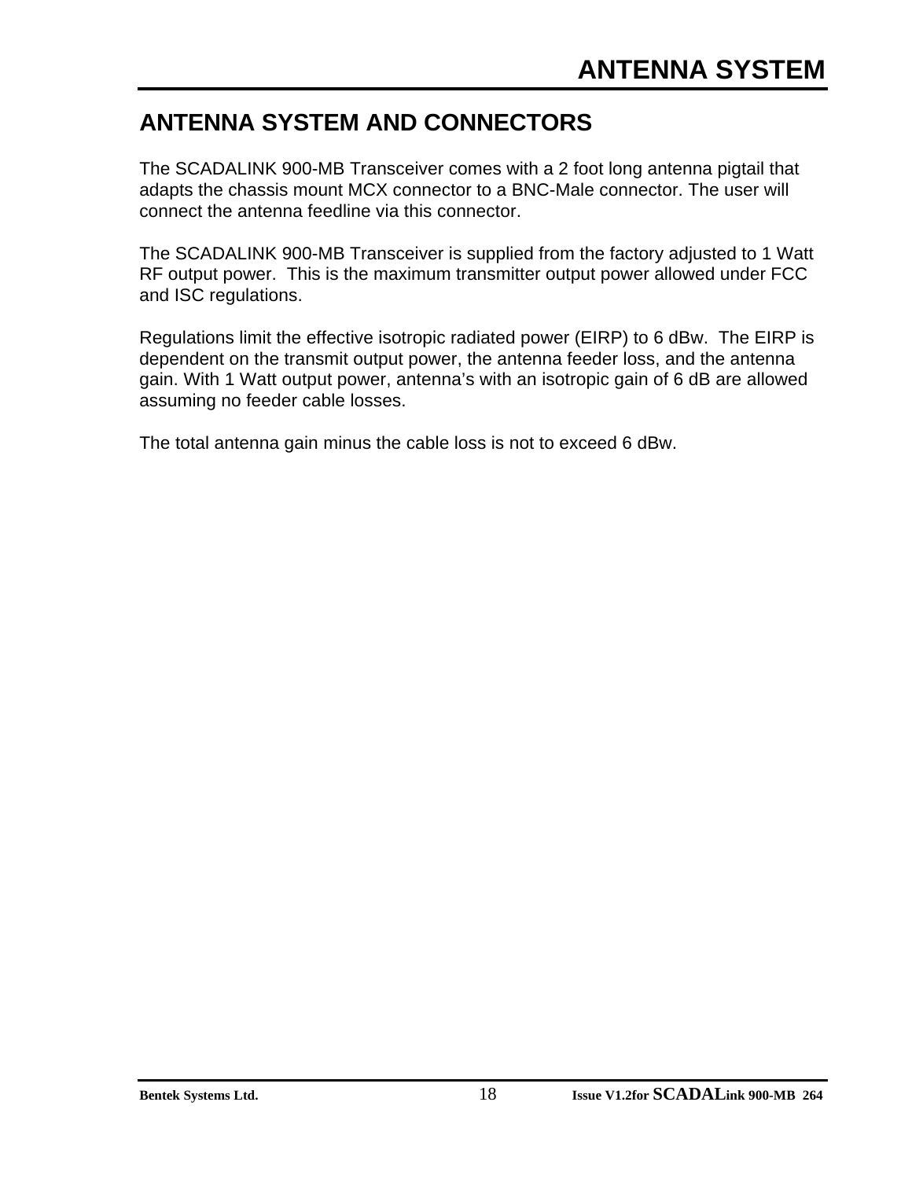# ANTENNA SYSTEM AND CONNECTORS

The SCADALINK 900-MB Transceiver comes with a 2 foot long antenna pigtail that adapts the chassis mount MCX connector to a BNC-Male connector. The user will connect the antenna feedline via this connector.

The SCADALINK 900-MB Transceiver is supplied from the factory adjusted to 1 Watt RF output power. This is the maximum transmitter output power allowed under FCC and ISC regulations.

Regulations limit the effective isotropic radiated power (EIRP) to 6 dBw. The EIRP is dependent on the transmit output power, the antenna feeder loss, and the antenna gain. With 1 Watt output power, antenna's with an isotropic gain of 6 dB are allowed assuming no feeder cable losses.

The total antenna gain minus the cable loss is not to exceed 6 dBw.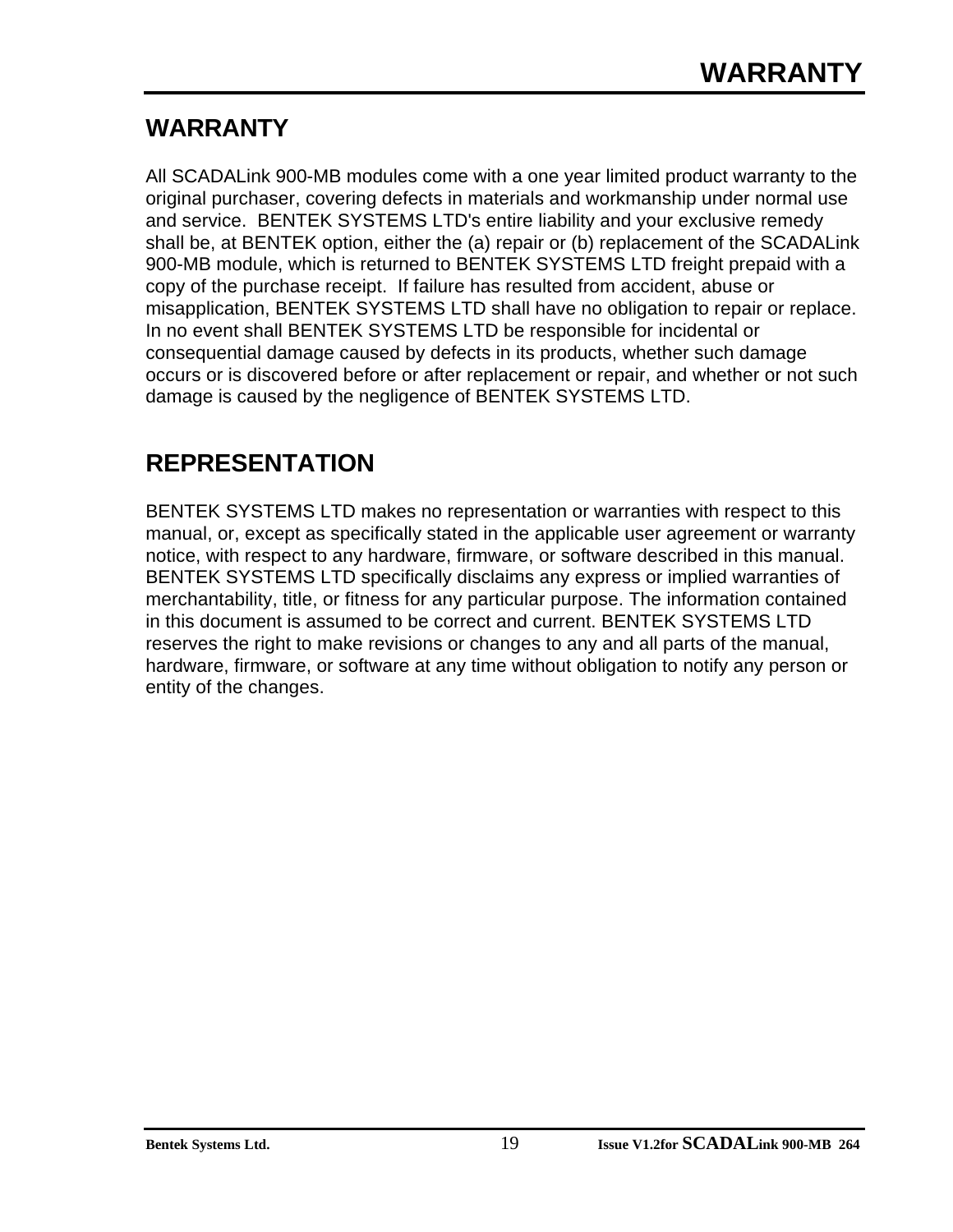## WARRANTY

All SCADALink 900-MB modules come with a one year limited product warranty to the original purchaser, covering defects in materials and workmanship under normal use and service. BENTEK SYSTEMS LTD's entire liability and your exclusive remedy shall be, at BENTEK option, either the (a) repair or (b) replacement of the SCADALink 900-MB module, which is returned to BENTEK SYSTEMS LTD freight prepaid with a copy of the purchase receipt. If failure has resulted from accident, abuse or misapplication, BENTEK SYSTEMS LTD shall have no obligation to repair or replace. In no event shall BENTEK SYSTEMS LTD be responsible for incidental or consequential damage caused by defects in its products, whether such damage occurs or is discovered before or after replacement or repair, and whether or not such damage is caused by the negligence of BENTEK SYSTEMS LTD.

## REPRESENTATION

BENTEK SYSTEMS LTD makes no representation or warranties with respect to this manual, or, except as specifically stated in the applicable user agreement or warranty notice, with respect to any hardware, firmware, or software described in this manual. BENTEK SYSTEMS LTD specifically disclaims any express or implied warranties of merchantability, title, or fitness for any particular purpose. The information contained in this document is assumed to be correct and current. BENTEK SYSTEMS LTD reserves the right to make revisions or changes to any and all parts of the manual, hardware, firmware, or software at any time without obligation to notify any person or entity of the changes.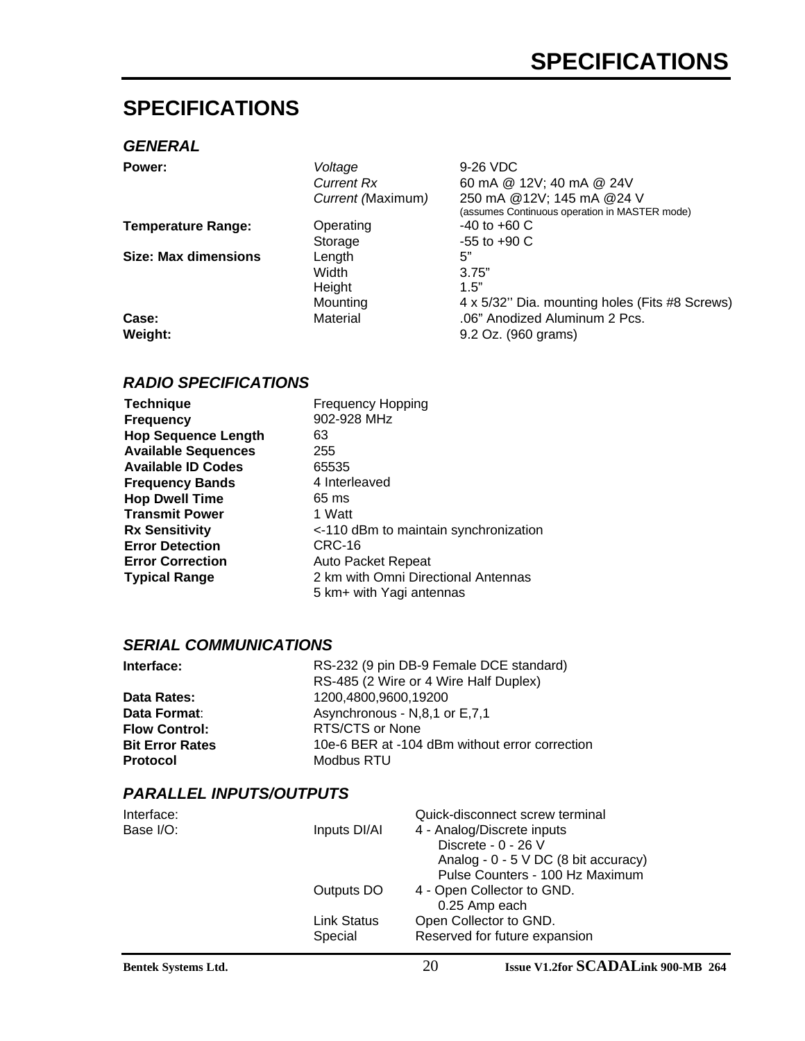# SPECIFICATIONS

### *GENERAL*

| | | |
|---|---|---|
| **Power:** | *Voltage* | 9-26 VDC |
| | *Current Rx* | 60 mA @ 12V; 40 mA @ 24V |
| | *Current (*Maximum*)* | 250 mA @12V; 145 mA @24 V (assumes Continuous operation in MASTER mode) |
| **Temperature Range:** | Operating | -40 to +60 C |
| | Storage | -55 to +90 C |
| **Size: Max dimensions** | Length | 5" |
| | Width | 3.75" |
| | Height | 1.5" |
| | Mounting | 4 x 5/32'' Dia. mounting holes (Fits #8 Screws) |
| **Case:** | Material | .06" Anodized Aluminum 2 Pcs. |
| **Weight:** | | 9.2 Oz. (960 grams) |

### *RADIO SPECIFICATIONS*

| | |
|---|---|
| **Technique** | Frequency Hopping |
| **Frequency** | 902-928 MHz |
| **Hop Sequence Length** | 63 |
| **Available Sequences** | 255 |
| **Available ID Codes** | 65535 |
| **Frequency Bands** | 4 Interleaved |
| **Hop Dwell Time** | 65 ms |
| **Transmit Power** | 1 Watt |
| **Rx Sensitivity** | <-110 dBm to maintain synchronization |
| **Error Detection** | CRC-16 |
| **Error Correction** | Auto Packet Repeat |
| **Typical Range** | 2 km with Omni Directional Antennas<br>5 km+ with Yagi antennas |

### *SERIAL COMMUNICATIONS*

| | |
|---|---|
| **Interface:** | RS-232 (9 pin DB-9 Female DCE standard)<br>RS-485 (2 Wire or 4 Wire Half Duplex) |
| **Data Rates:** | 1200,4800,9600,19200 |
| **Data Format**: | Asynchronous - N,8,1 or E,7,1 |
| **Flow Control:** | RTS/CTS or None |
| **Bit Error Rates** | 10e-6 BER at -104 dBm without error correction |
| **Protocol** | Modbus RTU |

### *PARALLEL INPUTS/OUTPUTS*

| | | |
|---|---|---|
| Interface: | | Quick-disconnect screw terminal |
| Base I/O: | Inputs DI/AI | 4 - Analog/Discrete inputs<br>Discrete - 0 - 26 V<br>Analog - 0 - 5 V DC (8 bit accuracy)<br>Pulse Counters - 100 Hz Maximum |
| | Outputs DO | 4 - Open Collector to GND.<br>0.25 Amp each |
| | Link Status | Open Collector to GND. |
| | Special | Reserved for future expansion |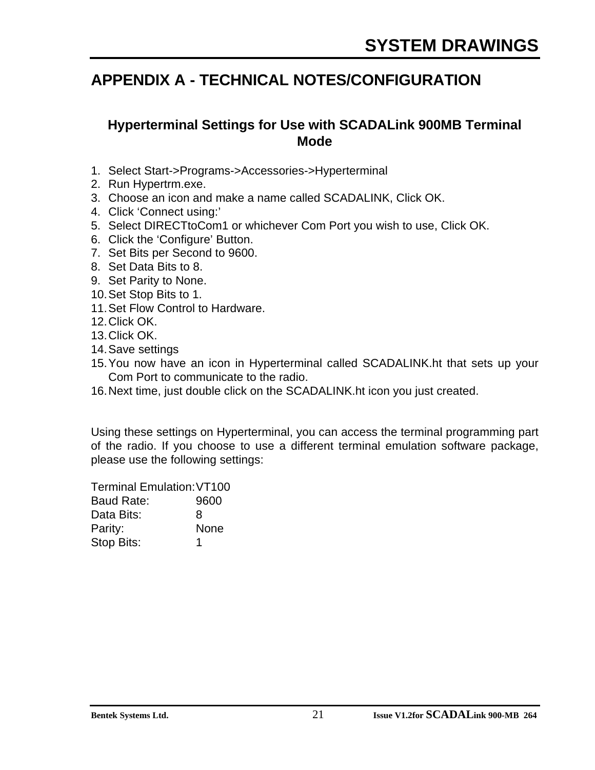# APPENDIX A - TECHNICAL NOTES/CONFIGURATION

## Hyperterminal Settings for Use with SCADALink 900MB Terminal Mode

1. Select Start->Programs->Accessories->Hyperterminal
2. Run Hypertrm.exe.
3. Choose an icon and make a name called SCADALINK, Click OK.
4. Click ‘Connect using:’
5. Select DIRECTtoCom1 or whichever Com Port you wish to use, Click OK.
6. Click the ‘Configure’ Button.
7. Set Bits per Second to 9600.
8. Set Data Bits to 8.
9. Set Parity to None.
10. Set Stop Bits to 1.
11. Set Flow Control to Hardware.
12. Click OK.
13. Click OK.
14. Save settings
15. You now have an icon in Hyperterminal called SCADALINK.ht that sets up your Com Port to communicate to the radio.
16. Next time, just double click on the SCADALINK.ht icon you just created.

Using these settings on Hyperterminal, you can access the terminal programming part of the radio. If you choose to use a different terminal emulation software package, please use the following settings:

| | |
|---|---|
| Terminal Emulation: | VT100 |
| Baud Rate: | 9600 |
| Data Bits: | 8 |
| Parity: | None |
| Stop Bits: | 1 |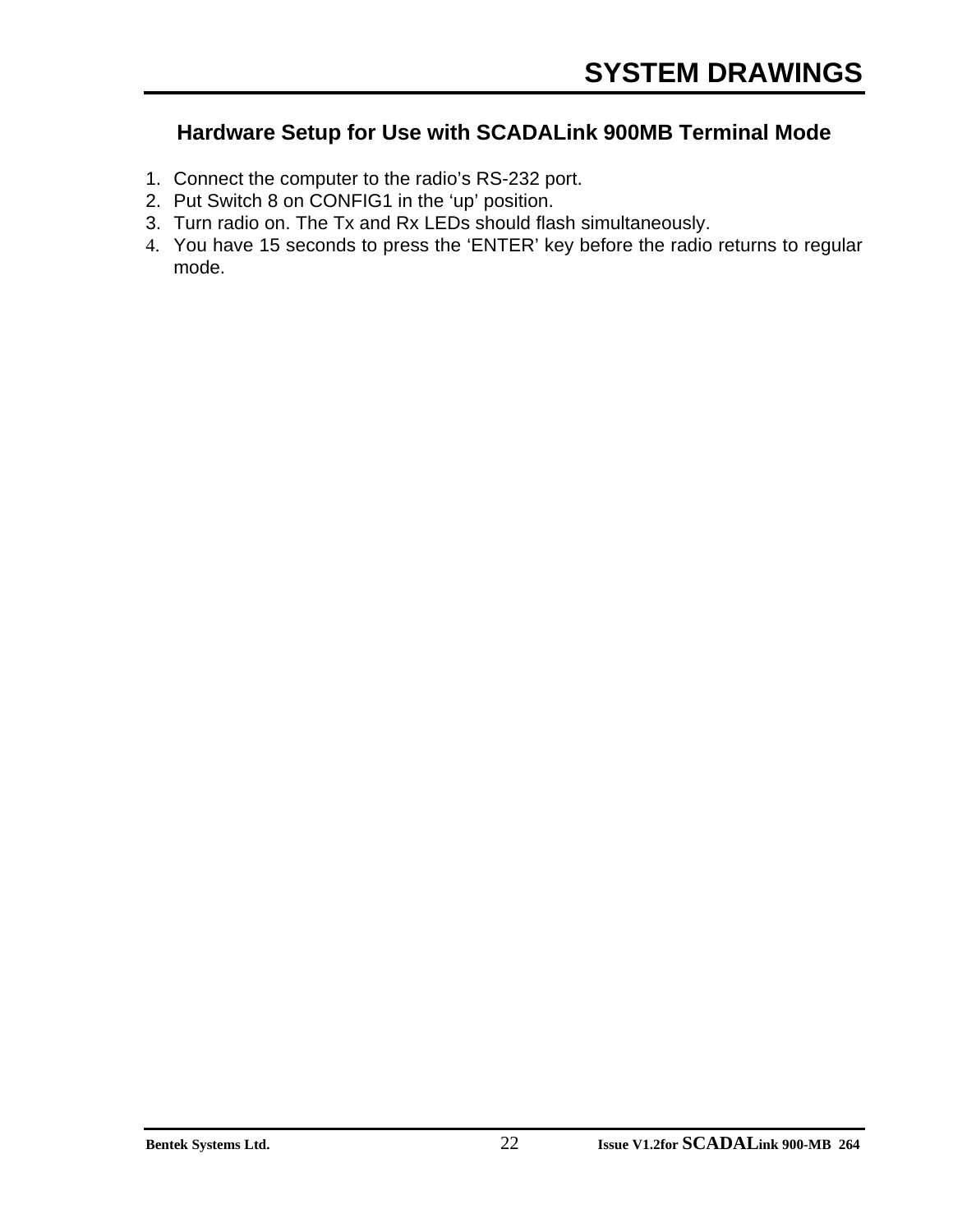## Hardware Setup for Use with SCADALink 900MB Terminal Mode

1. Connect the computer to the radio's RS-232 port.
2. Put Switch 8 on CONFIG1 in the 'up' position.
3. Turn radio on. The Tx and Rx LEDs should flash simultaneously.
4. You have 15 seconds to press the 'ENTER' key before the radio returns to regular mode.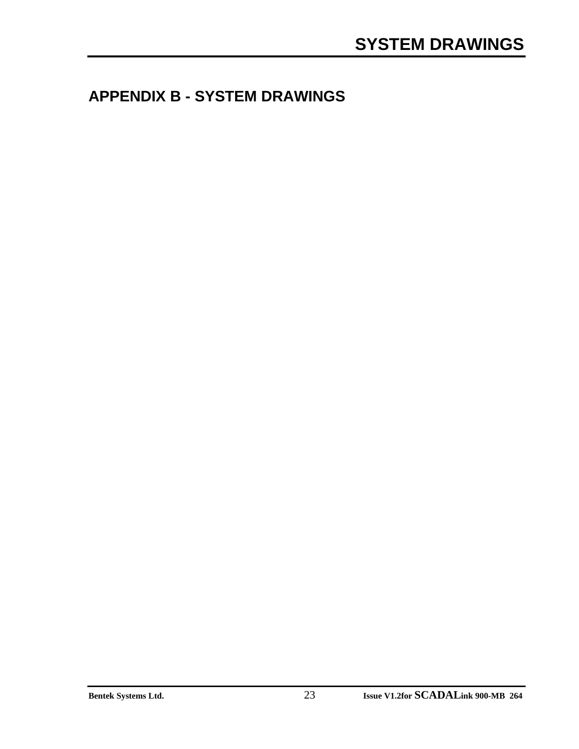# APPENDIX B - SYSTEM DRAWINGS